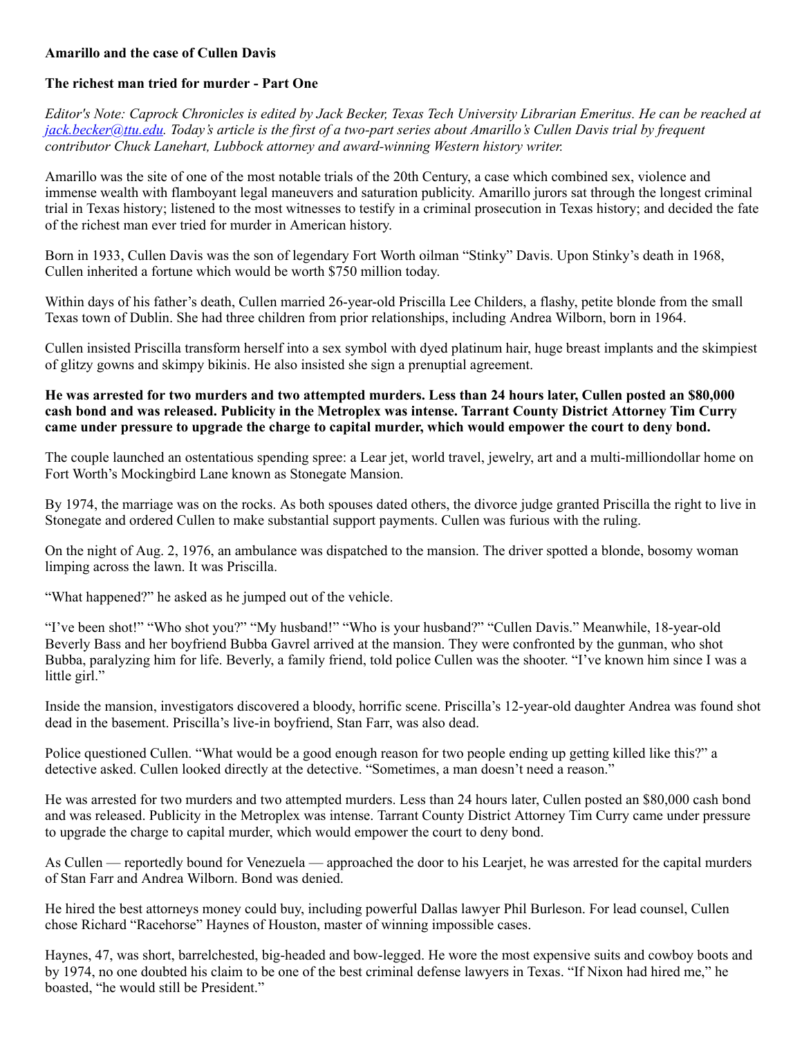**Amarillo and the case of Cullen Davis**

**The richest man tried for murder - Part One**

*Editor's Note: Caprock Chronicles is edited by Jack Becker, Texas Tech University Librarian Emeritus. He can be reached at [jack.becker@ttu.edu](mailto:jack.becker@ttu.edu). Today's article is the first of a two-part series about Amarillo's Cullen Davis trial by frequent contributor Chuck Lanehart, Lubbock attorney and award-winning Western history writer.*

Amarillo was the site of one of the most notable trials of the 20th Century, a case which combined sex, violence and immense wealth with flamboyant legal maneuvers and saturation publicity. Amarillo jurors sat through the longest criminal trial in Texas history; listened to the most witnesses to testify in a criminal prosecution in Texas history; and decided the fate of the richest man ever tried for murder in American history.

Born in 1933, Cullen Davis was the son of legendary Fort Worth oilman "Stinky" Davis. Upon Stinky's death in 1968, Cullen inherited a fortune which would be worth $750 million today.

Within days of his father's death, Cullen married 26-year-old Priscilla Lee Childers, a flashy, petite blonde from the small Texas town of Dublin. She had three children from prior relationships, including Andrea Wilborn, born in 1964.

Cullen insisted Priscilla transform herself into a sex symbol with dyed platinum hair, huge breast implants and the skimpiest of glitzy gowns and skimpy bikinis. He also insisted she sign a prenuptial agreement.

**He was arrested for two murders and two attempted murders. Less than 24 hours later, Cullen posted an $80,000 cash bond and was released. Publicity in the Metroplex was intense. Tarrant County District Attorney Tim Curry came under pressure to upgrade the charge to capital murder, which would empower the court to deny bond.**

The couple launched an ostentatious spending spree: a Lear jet, world travel, jewelry, art and a multi-milliondollar home on Fort Worth's Mockingbird Lane known as Stonegate Mansion.

By 1974, the marriage was on the rocks. As both spouses dated others, the divorce judge granted Priscilla the right to live in Stonegate and ordered Cullen to make substantial support payments. Cullen was furious with the ruling.

On the night of Aug. 2, 1976, an ambulance was dispatched to the mansion. The driver spotted a blonde, bosomy woman limping across the lawn. It was Priscilla.

"What happened?" he asked as he jumped out of the vehicle.

"I've been shot!" "Who shot you?" "My husband!" "Who is your husband?" "Cullen Davis." Meanwhile, 18-year-old Beverly Bass and her boyfriend Bubba Gavrel arrived at the mansion. They were confronted by the gunman, who shot Bubba, paralyzing him for life. Beverly, a family friend, told police Cullen was the shooter. "I've known him since I was a little girl."

Inside the mansion, investigators discovered a bloody, horrific scene. Priscilla's 12-year-old daughter Andrea was found shot dead in the basement. Priscilla's live-in boyfriend, Stan Farr, was also dead.

Police questioned Cullen. "What would be a good enough reason for two people ending up getting killed like this?" a detective asked. Cullen looked directly at the detective. "Sometimes, a man doesn't need a reason."

He was arrested for two murders and two attempted murders. Less than 24 hours later, Cullen posted an $80,000 cash bond and was released. Publicity in the Metroplex was intense. Tarrant County District Attorney Tim Curry came under pressure to upgrade the charge to capital murder, which would empower the court to deny bond.

As Cullen — reportedly bound for Venezuela — approached the door to his Learjet, he was arrested for the capital murders of Stan Farr and Andrea Wilborn. Bond was denied.

He hired the best attorneys money could buy, including powerful Dallas lawyer Phil Burleson. For lead counsel, Cullen chose Richard "Racehorse" Haynes of Houston, master of winning impossible cases.

Haynes, 47, was short, barrelchested, big-headed and bow-legged. He wore the most expensive suits and cowboy boots and by 1974, no one doubted his claim to be one of the best criminal defense lawyers in Texas. "If Nixon had hired me," he boasted, "he would still be President."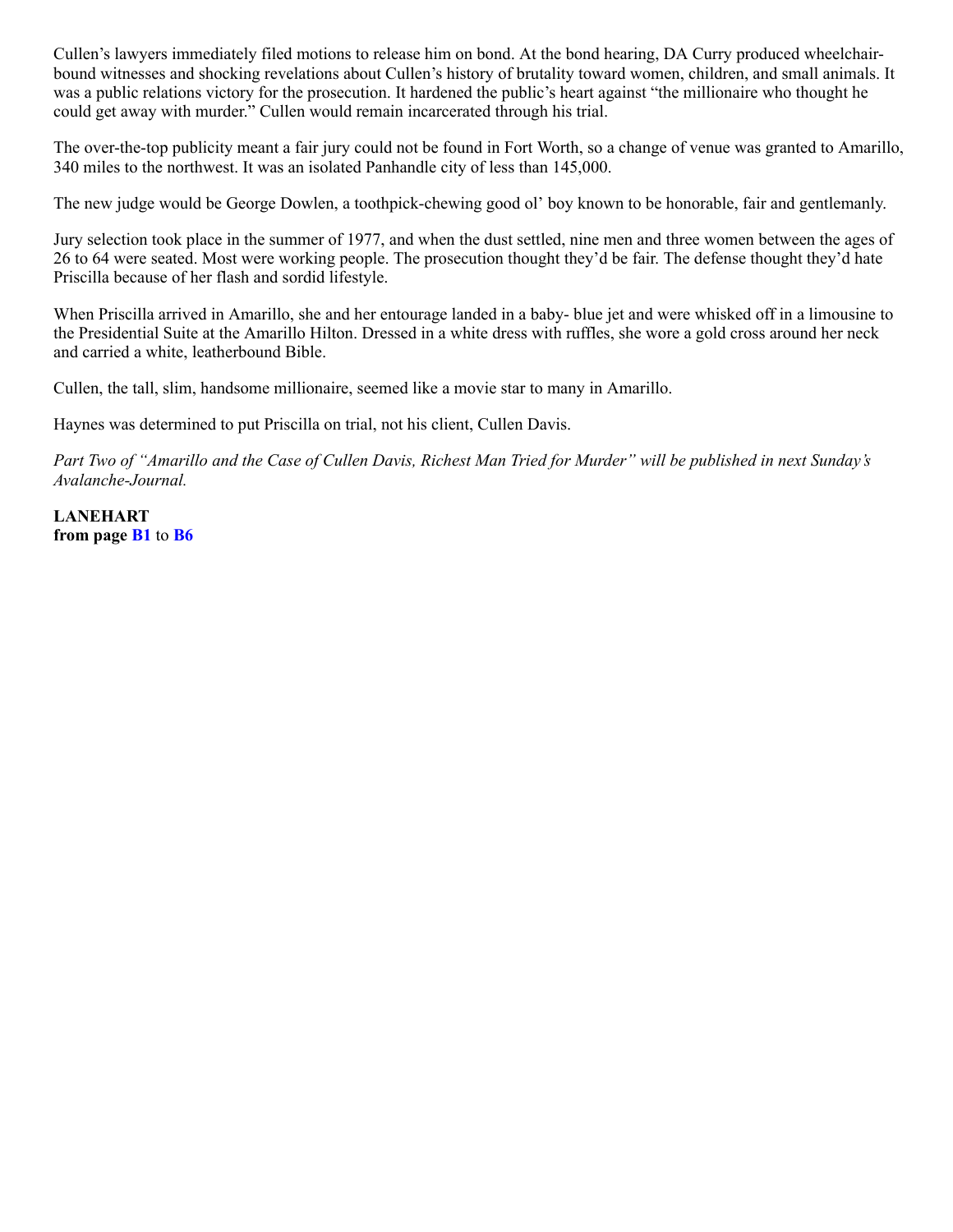Cullen's lawyers immediately filed motions to release him on bond. At the bond hearing, DA Curry produced wheelchair-bound witnesses and shocking revelations about Cullen's history of brutality toward women, children, and small animals. It was a public relations victory for the prosecution. It hardened the public's heart against "the millionaire who thought he could get away with murder." Cullen would remain incarcerated through his trial.

The over-the-top publicity meant a fair jury could not be found in Fort Worth, so a change of venue was granted to Amarillo, 340 miles to the northwest. It was an isolated Panhandle city of less than 145,000.

The new judge would be George Dowlen, a toothpick-chewing good ol' boy known to be honorable, fair and gentlemanly.

Jury selection took place in the summer of 1977, and when the dust settled, nine men and three women between the ages of 26 to 64 were seated. Most were working people. The prosecution thought they'd be fair. The defense thought they'd hate Priscilla because of her flash and sordid lifestyle.

When Priscilla arrived in Amarillo, she and her entourage landed in a baby- blue jet and were whisked off in a limousine to the Presidential Suite at the Amarillo Hilton. Dressed in a white dress with ruffles, she wore a gold cross around her neck and carried a white, leatherbound Bible.

Cullen, the tall, slim, handsome millionaire, seemed like a movie star to many in Amarillo.

Haynes was determined to put Priscilla on trial, not his client, Cullen Davis.

*Part Two of "Amarillo and the Case of Cullen Davis, Richest Man Tried for Murder" will be published in next Sunday's Avalanche-Journal.*

**LANEHART**
**from page B1 to B6**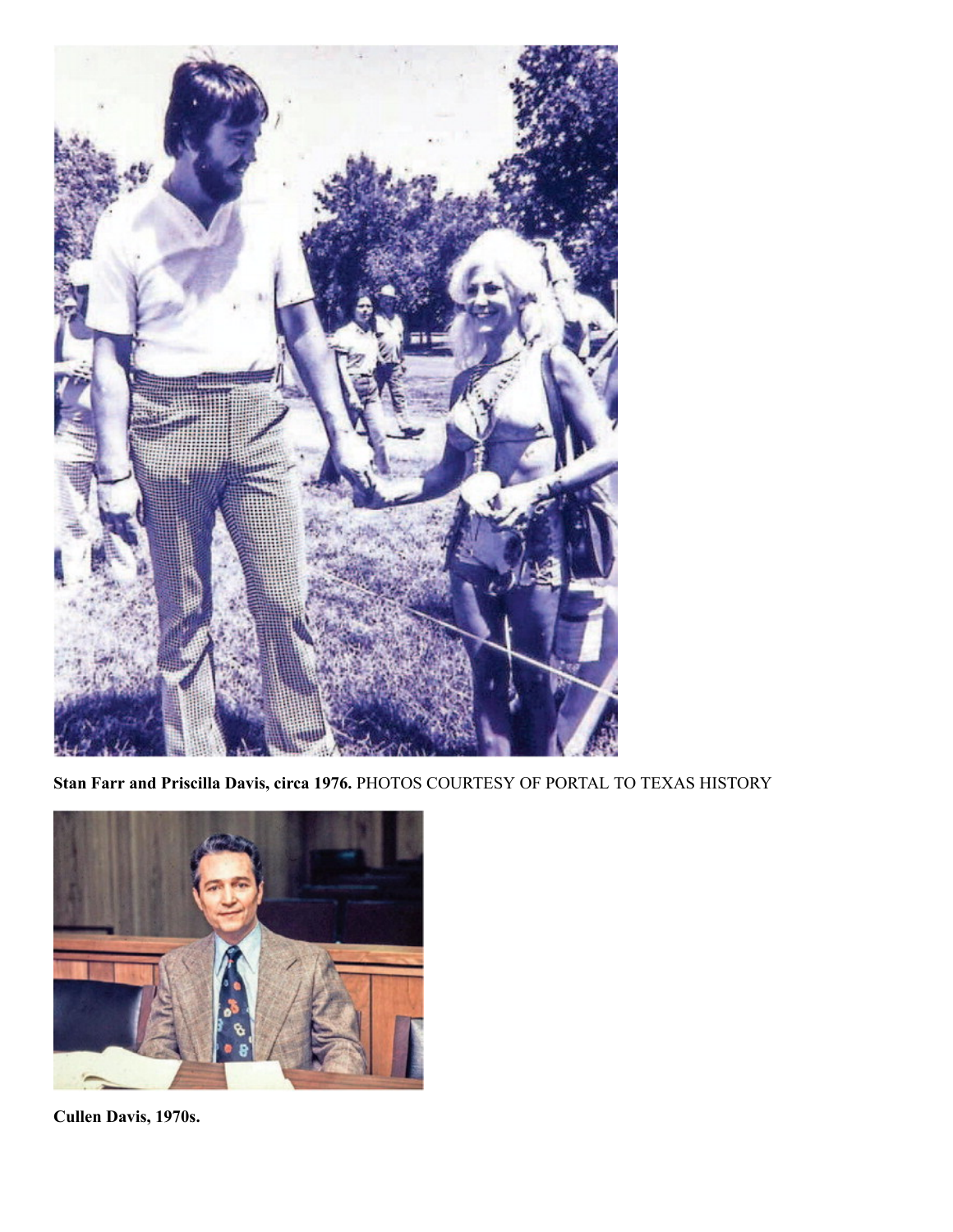**Stan Farr and Priscilla Davis, circa 1976.** PHOTOS COURTESY OF PORTAL TO TEXAS HISTORY

**Cullen Davis, 1970s.**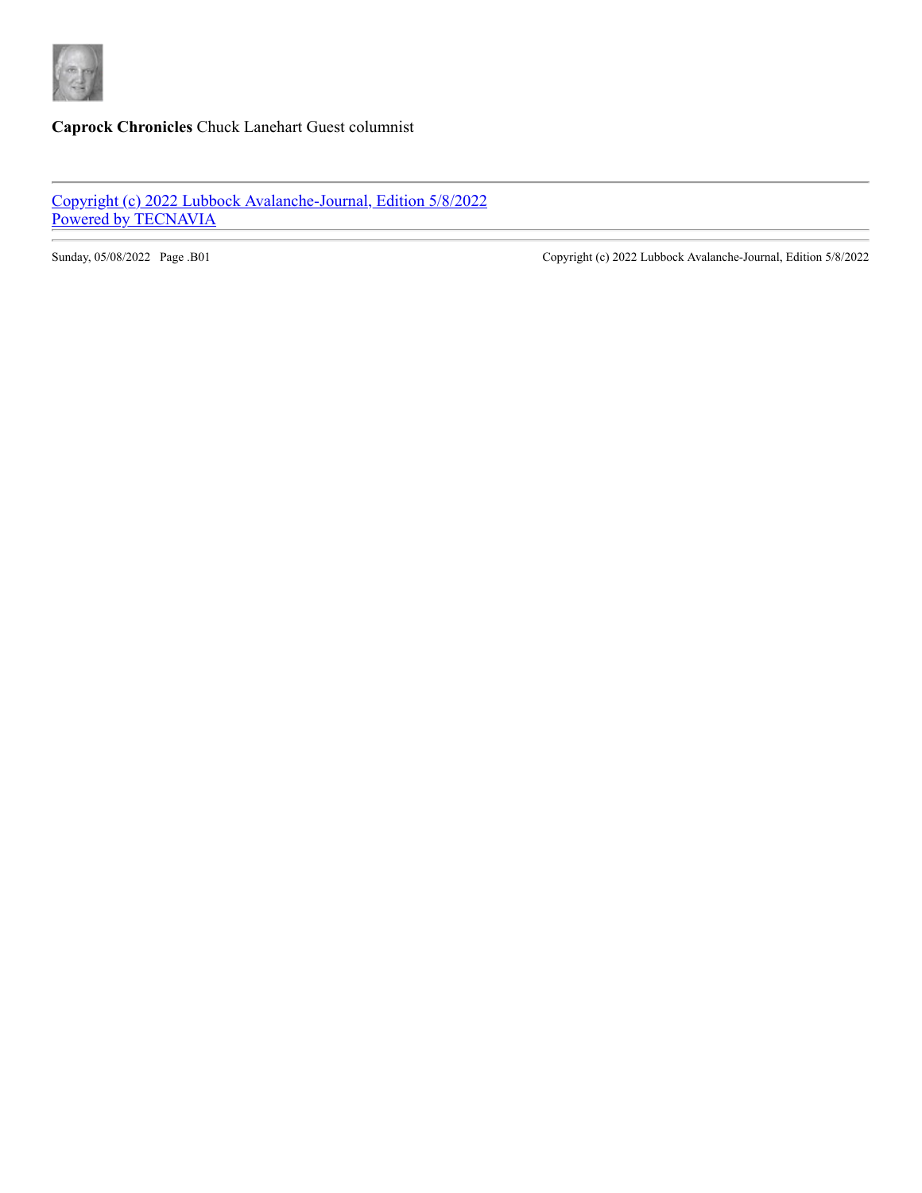**Caprock Chronicles** Chuck Lanehart Guest columnist

Copyright (c) 2022 Lubbock Avalanche-Journal, Edition 5/8/2022
Powered by TECNAVIA

Sunday, 05/08/2022 Page .B01